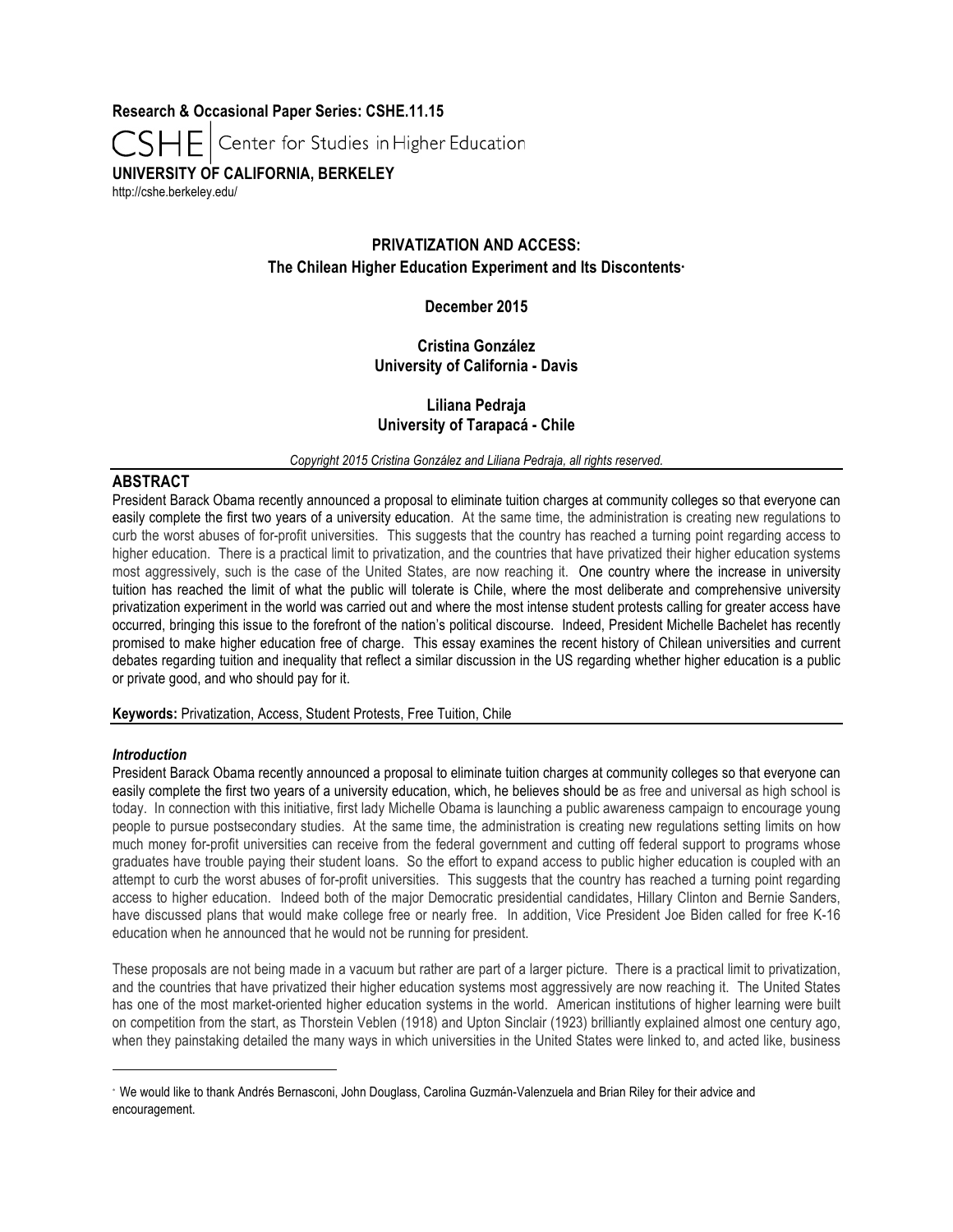**Research & Occasional Paper Series: CSHE.11.15**

CSHE | Center for Studies in Higher Education

**UNIVERSITY OF CALIFORNIA, BERKELEY**

http://cshe.berkeley.edu/

# PRIVATIZATION AND ACCESS: The Chilean Higher Education Experiment and Its Discontents*

**December 2015**

**Cristina González**
**University of California - Davis**

**Liliana Pedraja**
**University of Tarapacá - Chile**

*Copyright 2015 Cristina González and Liliana Pedraja, all rights reserved.*

## ABSTRACT

President Barack Obama recently announced a proposal to eliminate tuition charges at community colleges so that everyone can easily complete the first two years of a university education. At the same time, the administration is creating new regulations to curb the worst abuses of for-profit universities. This suggests that the country has reached a turning point regarding access to higher education. There is a practical limit to privatization, and the countries that have privatized their higher education systems most aggressively, such is the case of the United States, are now reaching it. One country where the increase in university tuition has reached the limit of what the public will tolerate is Chile, where the most deliberate and comprehensive university privatization experiment in the world was carried out and where the most intense student protests calling for greater access have occurred, bringing this issue to the forefront of the nation's political discourse. Indeed, President Michelle Bachelet has recently promised to make higher education free of charge. This essay examines the recent history of Chilean universities and current debates regarding tuition and inequality that reflect a similar discussion in the US regarding whether higher education is a public or private good, and who should pay for it.

**Keywords:** Privatization, Access, Student Protests, Free Tuition, Chile

### *Introduction*

President Barack Obama recently announced a proposal to eliminate tuition charges at community colleges so that everyone can easily complete the first two years of a university education, which, he believes should be as free and universal as high school is today. In connection with this initiative, first lady Michelle Obama is launching a public awareness campaign to encourage young people to pursue postsecondary studies. At the same time, the administration is creating new regulations setting limits on how much money for-profit universities can receive from the federal government and cutting off federal support to programs whose graduates have trouble paying their student loans. So the effort to expand access to public higher education is coupled with an attempt to curb the worst abuses of for-profit universities. This suggests that the country has reached a turning point regarding access to higher education. Indeed both of the major Democratic presidential candidates, Hillary Clinton and Bernie Sanders, have discussed plans that would make college free or nearly free. In addition, Vice President Joe Biden called for free K-16 education when he announced that he would not be running for president.

These proposals are not being made in a vacuum but rather are part of a larger picture. There is a practical limit to privatization, and the countries that have privatized their higher education systems most aggressively are now reaching it. The United States has one of the most market-oriented higher education systems in the world. American institutions of higher learning were built on competition from the start, as Thorstein Veblen (1918) and Upton Sinclair (1923) brilliantly explained almost one century ago, when they painstaking detailed the many ways in which universities in the United States were linked to, and acted like, business

---

* We would like to thank Andrés Bernasconi, John Douglass, Carolina Guzmán-Valenzuela and Brian Riley for their advice and encouragement.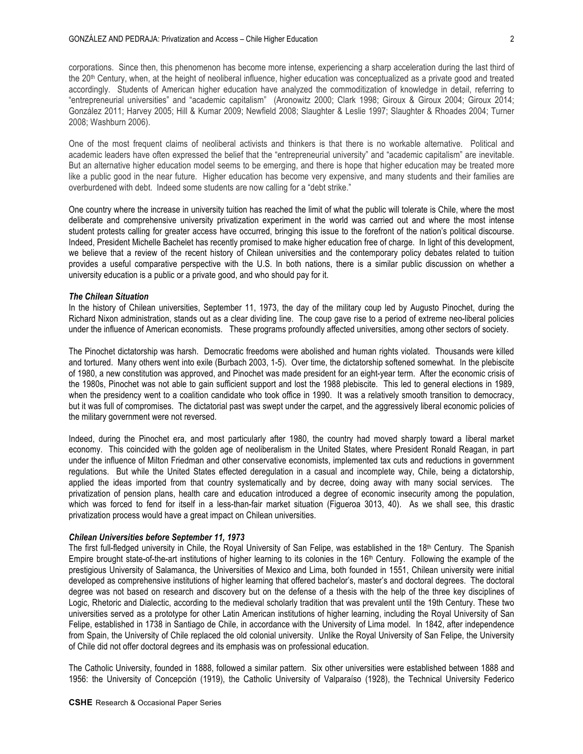corporations. Since then, this phenomenon has become more intense, experiencing a sharp acceleration during the last third of the 20th Century, when, at the height of neoliberal influence, higher education was conceptualized as a private good and treated accordingly. Students of American higher education have analyzed the commoditization of knowledge in detail, referring to "entrepreneurial universities" and "academic capitalism" (Aronowitz 2000; Clark 1998; Giroux & Giroux 2004; Giroux 2014; González 2011; Harvey 2005; Hill & Kumar 2009; Newfield 2008; Slaughter & Leslie 1997; Slaughter & Rhoades 2004; Turner 2008; Washburn 2006).

One of the most frequent claims of neoliberal activists and thinkers is that there is no workable alternative. Political and academic leaders have often expressed the belief that the "entrepreneurial university" and "academic capitalism" are inevitable. But an alternative higher education model seems to be emerging, and there is hope that higher education may be treated more like a public good in the near future. Higher education has become very expensive, and many students and their families are overburdened with debt. Indeed some students are now calling for a "debt strike."

One country where the increase in university tuition has reached the limit of what the public will tolerate is Chile, where the most deliberate and comprehensive university privatization experiment in the world was carried out and where the most intense student protests calling for greater access have occurred, bringing this issue to the forefront of the nation's political discourse. Indeed, President Michelle Bachelet has recently promised to make higher education free of charge. In light of this development, we believe that a review of the recent history of Chilean universities and the contemporary policy debates related to tuition provides a useful comparative perspective with the U.S. In both nations, there is a similar public discussion on whether a university education is a public or a private good, and who should pay for it.

### *The Chilean Situation*

In the history of Chilean universities, September 11, 1973, the day of the military coup led by Augusto Pinochet, during the Richard Nixon administration, stands out as a clear dividing line. The coup gave rise to a period of extreme neo-liberal policies under the influence of American economists. These programs profoundly affected universities, among other sectors of society.

The Pinochet dictatorship was harsh. Democratic freedoms were abolished and human rights violated. Thousands were killed and tortured. Many others went into exile (Burbach 2003, 1-5). Over time, the dictatorship softened somewhat. In the plebiscite of 1980, a new constitution was approved, and Pinochet was made president for an eight-year term. After the economic crisis of the 1980s, Pinochet was not able to gain sufficient support and lost the 1988 plebiscite. This led to general elections in 1989, when the presidency went to a coalition candidate who took office in 1990. It was a relatively smooth transition to democracy, but it was full of compromises. The dictatorial past was swept under the carpet, and the aggressively liberal economic policies of the military government were not reversed.

Indeed, during the Pinochet era, and most particularly after 1980, the country had moved sharply toward a liberal market economy. This coincided with the golden age of neoliberalism in the United States, where President Ronald Reagan, in part under the influence of Milton Friedman and other conservative economists, implemented tax cuts and reductions in government regulations. But while the United States effected deregulation in a casual and incomplete way, Chile, being a dictatorship, applied the ideas imported from that country systematically and by decree, doing away with many social services. The privatization of pension plans, health care and education introduced a degree of economic insecurity among the population, which was forced to fend for itself in a less-than-fair market situation (Figueroa 3013, 40). As we shall see, this drastic privatization process would have a great impact on Chilean universities.

### *Chilean Universities before September 11, 1973*

The first full-fledged university in Chile, the Royal University of San Felipe, was established in the 18th Century. The Spanish Empire brought state-of-the-art institutions of higher learning to its colonies in the 16th Century. Following the example of the prestigious University of Salamanca, the Universities of Mexico and Lima, both founded in 1551, Chilean university were initial developed as comprehensive institutions of higher learning that offered bachelor's, master's and doctoral degrees. The doctoral degree was not based on research and discovery but on the defense of a thesis with the help of the three key disciplines of Logic, Rhetoric and Dialectic, according to the medieval scholarly tradition that was prevalent until the 19th Century. These two universities served as a prototype for other Latin American institutions of higher learning, including the Royal University of San Felipe, established in 1738 in Santiago de Chile, in accordance with the University of Lima model. In 1842, after independence from Spain, the University of Chile replaced the old colonial university. Unlike the Royal University of San Felipe, the University of Chile did not offer doctoral degrees and its emphasis was on professional education.

The Catholic University, founded in 1888, followed a similar pattern. Six other universities were established between 1888 and 1956: the University of Concepción (1919), the Catholic University of Valparaíso (1928), the Technical University Federico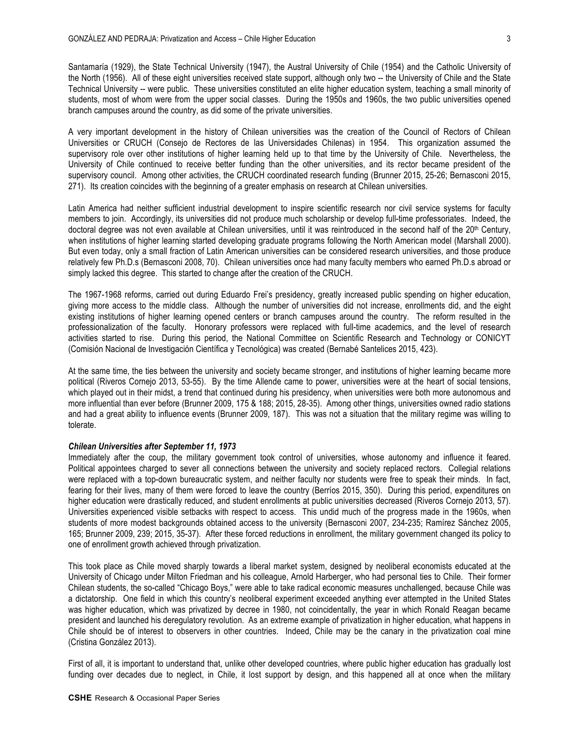Santamaría (1929), the State Technical University (1947), the Austral University of Chile (1954) and the Catholic University of the North (1956). All of these eight universities received state support, although only two -- the University of Chile and the State Technical University -- were public. These universities constituted an elite higher education system, teaching a small minority of students, most of whom were from the upper social classes. During the 1950s and 1960s, the two public universities opened branch campuses around the country, as did some of the private universities.

A very important development in the history of Chilean universities was the creation of the Council of Rectors of Chilean Universities or CRUCH (Consejo de Rectores de las Universidades Chilenas) in 1954. This organization assumed the supervisory role over other institutions of higher learning held up to that time by the University of Chile. Nevertheless, the University of Chile continued to receive better funding than the other universities, and its rector became president of the supervisory council. Among other activities, the CRUCH coordinated research funding (Brunner 2015, 25-26; Bernasconi 2015, 271). Its creation coincides with the beginning of a greater emphasis on research at Chilean universities.

Latin America had neither sufficient industrial development to inspire scientific research nor civil service systems for faculty members to join. Accordingly, its universities did not produce much scholarship or develop full-time professoriates. Indeed, the doctoral degree was not even available at Chilean universities, until it was reintroduced in the second half of the 20th Century, when institutions of higher learning started developing graduate programs following the North American model (Marshall 2000). But even today, only a small fraction of Latin American universities can be considered research universities, and those produce relatively few Ph.D.s (Bernasconi 2008, 70). Chilean universities once had many faculty members who earned Ph.D.s abroad or simply lacked this degree. This started to change after the creation of the CRUCH.

The 1967-1968 reforms, carried out during Eduardo Frei's presidency, greatly increased public spending on higher education, giving more access to the middle class. Although the number of universities did not increase, enrollments did, and the eight existing institutions of higher learning opened centers or branch campuses around the country. The reform resulted in the professionalization of the faculty. Honorary professors were replaced with full-time academics, and the level of research activities started to rise. During this period, the National Committee on Scientific Research and Technology or CONICYT (Comisión Nacional de Investigación Científica y Tecnológica) was created (Bernabé Santelices 2015, 423).

At the same time, the ties between the university and society became stronger, and institutions of higher learning became more political (Riveros Cornejo 2013, 53-55). By the time Allende came to power, universities were at the heart of social tensions, which played out in their midst, a trend that continued during his presidency, when universities were both more autonomous and more influential than ever before (Brunner 2009, 175 & 188; 2015, 28-35). Among other things, universities owned radio stations and had a great ability to influence events (Brunner 2009, 187). This was not a situation that the military regime was willing to tolerate.

### *Chilean Universities after September 11, 1973*

Immediately after the coup, the military government took control of universities, whose autonomy and influence it feared. Political appointees charged to sever all connections between the university and society replaced rectors. Collegial relations were replaced with a top-down bureaucratic system, and neither faculty nor students were free to speak their minds. In fact, fearing for their lives, many of them were forced to leave the country (Berríos 2015, 350). During this period, expenditures on higher education were drastically reduced, and student enrollments at public universities decreased (Riveros Cornejo 2013, 57). Universities experienced visible setbacks with respect to access. This undid much of the progress made in the 1960s, when students of more modest backgrounds obtained access to the university (Bernasconi 2007, 234-235; Ramírez Sánchez 2005, 165; Brunner 2009, 239; 2015, 35-37). After these forced reductions in enrollment, the military government changed its policy to one of enrollment growth achieved through privatization.

This took place as Chile moved sharply towards a liberal market system, designed by neoliberal economists educated at the University of Chicago under Milton Friedman and his colleague, Arnold Harberger, who had personal ties to Chile. Their former Chilean students, the so-called "Chicago Boys," were able to take radical economic measures unchallenged, because Chile was a dictatorship. One field in which this country's neoliberal experiment exceeded anything ever attempted in the United States was higher education, which was privatized by decree in 1980, not coincidentally, the year in which Ronald Reagan became president and launched his deregulatory revolution. As an extreme example of privatization in higher education, what happens in Chile should be of interest to observers in other countries. Indeed, Chile may be the canary in the privatization coal mine (Cristina González 2013).

First of all, it is important to understand that, unlike other developed countries, where public higher education has gradually lost funding over decades due to neglect, in Chile, it lost support by design, and this happened all at once when the military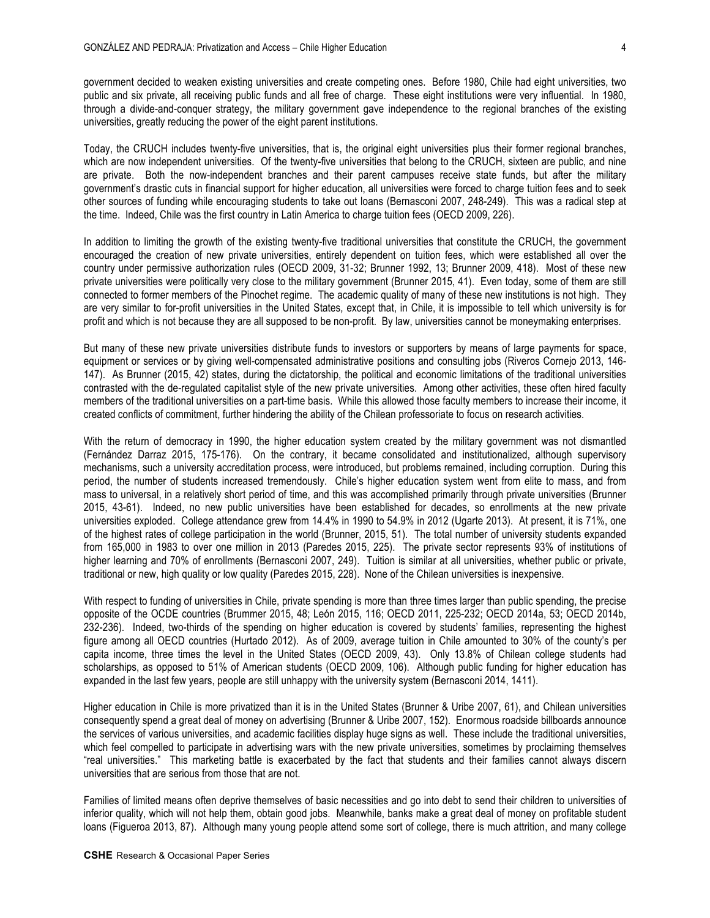government decided to weaken existing universities and create competing ones. Before 1980, Chile had eight universities, two public and six private, all receiving public funds and all free of charge. These eight institutions were very influential. In 1980, through a divide-and-conquer strategy, the military government gave independence to the regional branches of the existing universities, greatly reducing the power of the eight parent institutions.

Today, the CRUCH includes twenty-five universities, that is, the original eight universities plus their former regional branches, which are now independent universities. Of the twenty-five universities that belong to the CRUCH, sixteen are public, and nine are private. Both the now-independent branches and their parent campuses receive state funds, but after the military government's drastic cuts in financial support for higher education, all universities were forced to charge tuition fees and to seek other sources of funding while encouraging students to take out loans (Bernasconi 2007, 248-249). This was a radical step at the time. Indeed, Chile was the first country in Latin America to charge tuition fees (OECD 2009, 226).

In addition to limiting the growth of the existing twenty-five traditional universities that constitute the CRUCH, the government encouraged the creation of new private universities, entirely dependent on tuition fees, which were established all over the country under permissive authorization rules (OECD 2009, 31-32; Brunner 1992, 13; Brunner 2009, 418). Most of these new private universities were politically very close to the military government (Brunner 2015, 41). Even today, some of them are still connected to former members of the Pinochet regime. The academic quality of many of these new institutions is not high. They are very similar to for-profit universities in the United States, except that, in Chile, it is impossible to tell which university is for profit and which is not because they are all supposed to be non-profit. By law, universities cannot be moneymaking enterprises.

But many of these new private universities distribute funds to investors or supporters by means of large payments for space, equipment or services or by giving well-compensated administrative positions and consulting jobs (Riveros Cornejo 2013, 146-147). As Brunner (2015, 42) states, during the dictatorship, the political and economic limitations of the traditional universities contrasted with the de-regulated capitalist style of the new private universities. Among other activities, these often hired faculty members of the traditional universities on a part-time basis. While this allowed those faculty members to increase their income, it created conflicts of commitment, further hindering the ability of the Chilean professoriate to focus on research activities.

With the return of democracy in 1990, the higher education system created by the military government was not dismantled (Fernández Darraz 2015, 175-176). On the contrary, it became consolidated and institutionalized, although supervisory mechanisms, such a university accreditation process, were introduced, but problems remained, including corruption. During this period, the number of students increased tremendously. Chile's higher education system went from elite to mass, and from mass to universal, in a relatively short period of time, and this was accomplished primarily through private universities (Brunner 2015, 43-61). Indeed, no new public universities have been established for decades, so enrollments at the new private universities exploded. College attendance grew from 14.4% in 1990 to 54.9% in 2012 (Ugarte 2013). At present, it is 71%, one of the highest rates of college participation in the world (Brunner, 2015, 51). The total number of university students expanded from 165,000 in 1983 to over one million in 2013 (Paredes 2015, 225). The private sector represents 93% of institutions of higher learning and 70% of enrollments (Bernasconi 2007, 249). Tuition is similar at all universities, whether public or private, traditional or new, high quality or low quality (Paredes 2015, 228). None of the Chilean universities is inexpensive.

With respect to funding of universities in Chile, private spending is more than three times larger than public spending, the precise opposite of the OCDE countries (Brummer 2015, 48; León 2015, 116; OECD 2011, 225-232; OECD 2014a, 53; OECD 2014b, 232-236). Indeed, two-thirds of the spending on higher education is covered by students' families, representing the highest figure among all OECD countries (Hurtado 2012). As of 2009, average tuition in Chile amounted to 30% of the county's per capita income, three times the level in the United States (OECD 2009, 43). Only 13.8% of Chilean college students had scholarships, as opposed to 51% of American students (OECD 2009, 106). Although public funding for higher education has expanded in the last few years, people are still unhappy with the university system (Bernasconi 2014, 1411).

Higher education in Chile is more privatized than it is in the United States (Brunner & Uribe 2007, 61), and Chilean universities consequently spend a great deal of money on advertising (Brunner & Uribe 2007, 152). Enormous roadside billboards announce the services of various universities, and academic facilities display huge signs as well. These include the traditional universities, which feel compelled to participate in advertising wars with the new private universities, sometimes by proclaiming themselves "real universities." This marketing battle is exacerbated by the fact that students and their families cannot always discern universities that are serious from those that are not.

Families of limited means often deprive themselves of basic necessities and go into debt to send their children to universities of inferior quality, which will not help them, obtain good jobs. Meanwhile, banks make a great deal of money on profitable student loans (Figueroa 2013, 87). Although many young people attend some sort of college, there is much attrition, and many college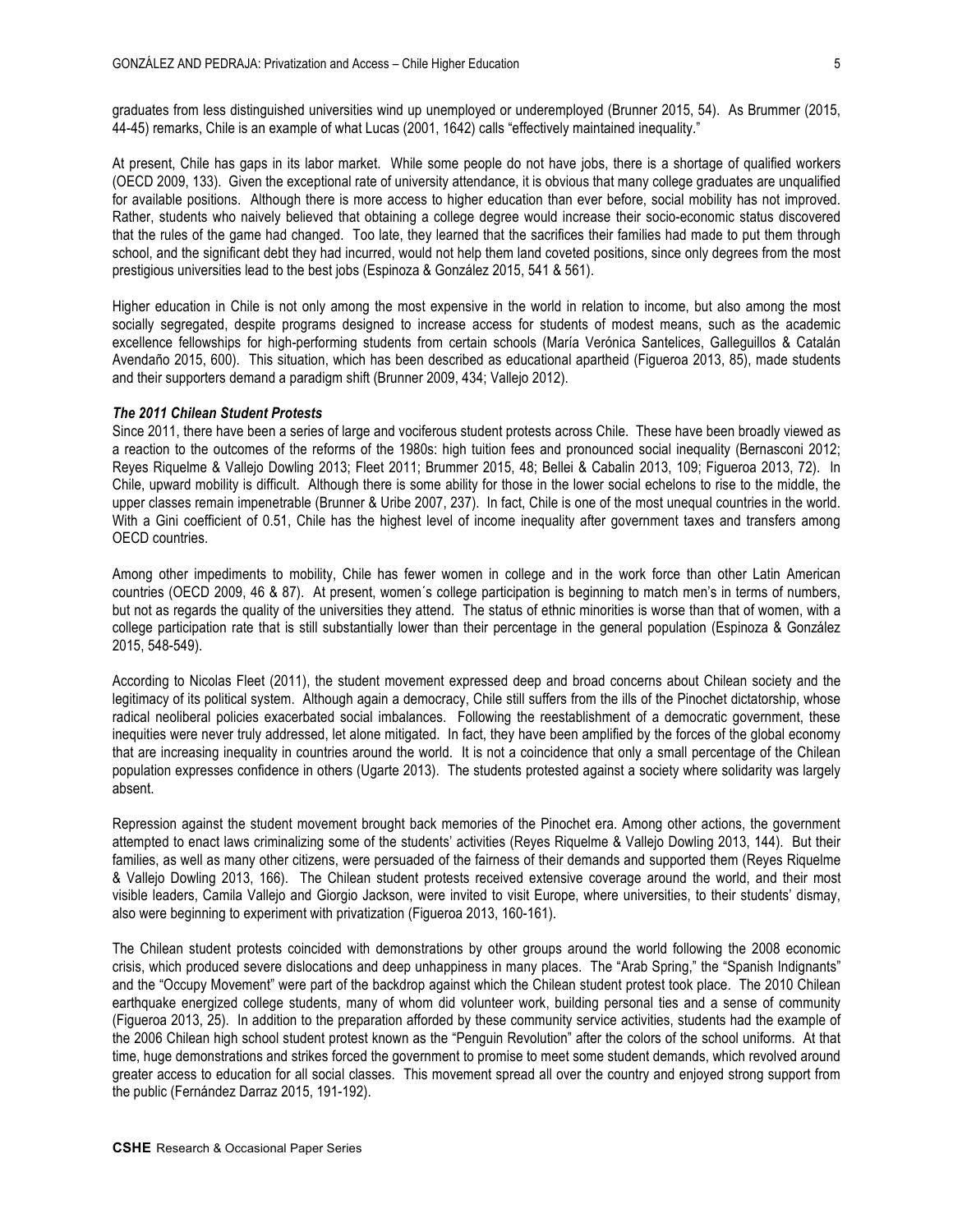graduates from less distinguished universities wind up unemployed or underemployed (Brunner 2015, 54). As Brummer (2015, 44-45) remarks, Chile is an example of what Lucas (2001, 1642) calls "effectively maintained inequality."

At present, Chile has gaps in its labor market. While some people do not have jobs, there is a shortage of qualified workers (OECD 2009, 133). Given the exceptional rate of university attendance, it is obvious that many college graduates are unqualified for available positions. Although there is more access to higher education than ever before, social mobility has not improved. Rather, students who naively believed that obtaining a college degree would increase their socio-economic status discovered that the rules of the game had changed. Too late, they learned that the sacrifices their families had made to put them through school, and the significant debt they had incurred, would not help them land coveted positions, since only degrees from the most prestigious universities lead to the best jobs (Espinoza & González 2015, 541 & 561).

Higher education in Chile is not only among the most expensive in the world in relation to income, but also among the most socially segregated, despite programs designed to increase access for students of modest means, such as the academic excellence fellowships for high-performing students from certain schools (María Verónica Santelices, Galleguillos & Catalán Avendaño 2015, 600). This situation, which has been described as educational apartheid (Figueroa 2013, 85), made students and their supporters demand a paradigm shift (Brunner 2009, 434; Vallejo 2012).

***The 2011 Chilean Student Protests***

Since 2011, there have been a series of large and vociferous student protests across Chile. These have been broadly viewed as a reaction to the outcomes of the reforms of the 1980s: high tuition fees and pronounced social inequality (Bernasconi 2012; Reyes Riquelme & Vallejo Dowling 2013; Fleet 2011; Brummer 2015, 48; Bellei & Cabalin 2013, 109; Figueroa 2013, 72). In Chile, upward mobility is difficult. Although there is some ability for those in the lower social echelons to rise to the middle, the upper classes remain impenetrable (Brunner & Uribe 2007, 237). In fact, Chile is one of the most unequal countries in the world. With a Gini coefficient of 0.51, Chile has the highest level of income inequality after government taxes and transfers among OECD countries.

Among other impediments to mobility, Chile has fewer women in college and in the work force than other Latin American countries (OECD 2009, 46 & 87). At present, women´s college participation is beginning to match men's in terms of numbers, but not as regards the quality of the universities they attend. The status of ethnic minorities is worse than that of women, with a college participation rate that is still substantially lower than their percentage in the general population (Espinoza & González 2015, 548-549).

According to Nicolas Fleet (2011), the student movement expressed deep and broad concerns about Chilean society and the legitimacy of its political system. Although again a democracy, Chile still suffers from the ills of the Pinochet dictatorship, whose radical neoliberal policies exacerbated social imbalances. Following the reestablishment of a democratic government, these inequities were never truly addressed, let alone mitigated. In fact, they have been amplified by the forces of the global economy that are increasing inequality in countries around the world. It is not a coincidence that only a small percentage of the Chilean population expresses confidence in others (Ugarte 2013). The students protested against a society where solidarity was largely absent.

Repression against the student movement brought back memories of the Pinochet era. Among other actions, the government attempted to enact laws criminalizing some of the students' activities (Reyes Riquelme & Vallejo Dowling 2013, 144). But their families, as well as many other citizens, were persuaded of the fairness of their demands and supported them (Reyes Riquelme & Vallejo Dowling 2013, 166). The Chilean student protests received extensive coverage around the world, and their most visible leaders, Camila Vallejo and Giorgio Jackson, were invited to visit Europe, where universities, to their students' dismay, also were beginning to experiment with privatization (Figueroa 2013, 160-161).

The Chilean student protests coincided with demonstrations by other groups around the world following the 2008 economic crisis, which produced severe dislocations and deep unhappiness in many places. The "Arab Spring," the "Spanish Indignants" and the "Occupy Movement" were part of the backdrop against which the Chilean student protest took place. The 2010 Chilean earthquake energized college students, many of whom did volunteer work, building personal ties and a sense of community (Figueroa 2013, 25). In addition to the preparation afforded by these community service activities, students had the example of the 2006 Chilean high school student protest known as the "Penguin Revolution" after the colors of the school uniforms. At that time, huge demonstrations and strikes forced the government to promise to meet some student demands, which revolved around greater access to education for all social classes. This movement spread all over the country and enjoyed strong support from the public (Fernández Darraz 2015, 191-192).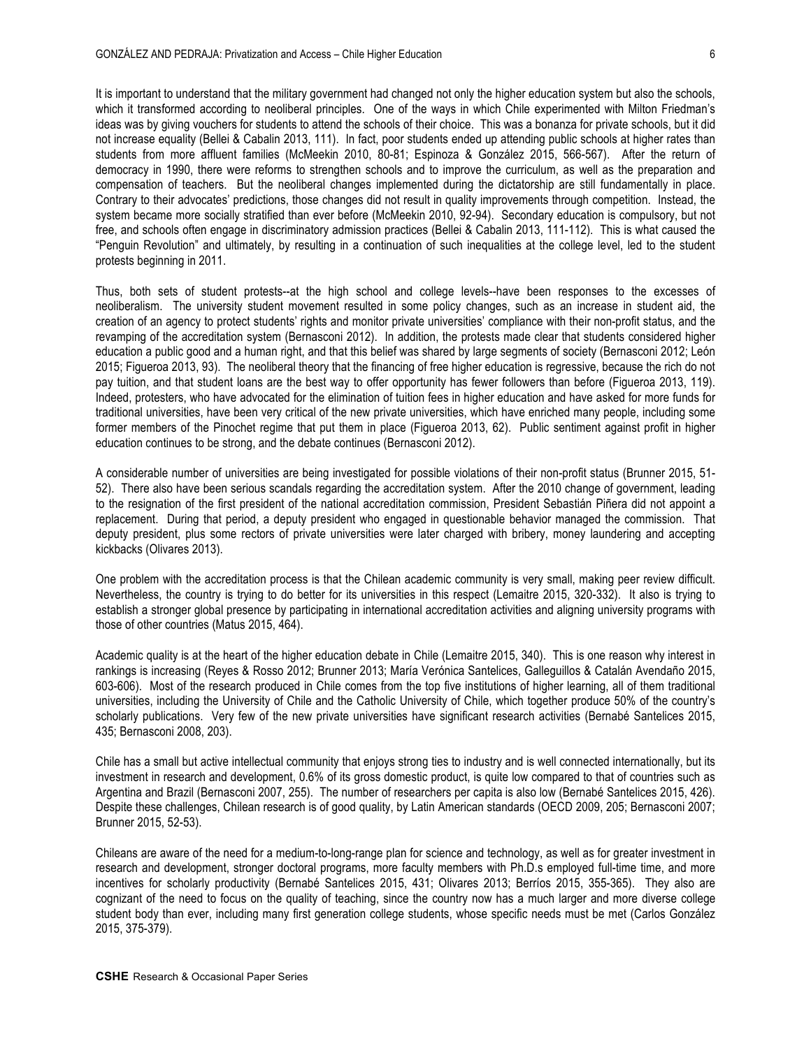It is important to understand that the military government had changed not only the higher education system but also the schools, which it transformed according to neoliberal principles. One of the ways in which Chile experimented with Milton Friedman's ideas was by giving vouchers for students to attend the schools of their choice. This was a bonanza for private schools, but it did not increase equality (Bellei & Cabalin 2013, 111). In fact, poor students ended up attending public schools at higher rates than students from more affluent families (McMeekin 2010, 80-81; Espinoza & González 2015, 566-567). After the return of democracy in 1990, there were reforms to strengthen schools and to improve the curriculum, as well as the preparation and compensation of teachers. But the neoliberal changes implemented during the dictatorship are still fundamentally in place. Contrary to their advocates' predictions, those changes did not result in quality improvements through competition. Instead, the system became more socially stratified than ever before (McMeekin 2010, 92-94). Secondary education is compulsory, but not free, and schools often engage in discriminatory admission practices (Bellei & Cabalin 2013, 111-112). This is what caused the "Penguin Revolution" and ultimately, by resulting in a continuation of such inequalities at the college level, led to the student protests beginning in 2011.

Thus, both sets of student protests--at the high school and college levels--have been responses to the excesses of neoliberalism. The university student movement resulted in some policy changes, such as an increase in student aid, the creation of an agency to protect students' rights and monitor private universities' compliance with their non-profit status, and the revamping of the accreditation system (Bernasconi 2012). In addition, the protests made clear that students considered higher education a public good and a human right, and that this belief was shared by large segments of society (Bernasconi 2012; León 2015; Figueroa 2013, 93). The neoliberal theory that the financing of free higher education is regressive, because the rich do not pay tuition, and that student loans are the best way to offer opportunity has fewer followers than before (Figueroa 2013, 119). Indeed, protesters, who have advocated for the elimination of tuition fees in higher education and have asked for more funds for traditional universities, have been very critical of the new private universities, which have enriched many people, including some former members of the Pinochet regime that put them in place (Figueroa 2013, 62). Public sentiment against profit in higher education continues to be strong, and the debate continues (Bernasconi 2012).

A considerable number of universities are being investigated for possible violations of their non-profit status (Brunner 2015, 51-52). There also have been serious scandals regarding the accreditation system. After the 2010 change of government, leading to the resignation of the first president of the national accreditation commission, President Sebastián Piñera did not appoint a replacement. During that period, a deputy president who engaged in questionable behavior managed the commission. That deputy president, plus some rectors of private universities were later charged with bribery, money laundering and accepting kickbacks (Olivares 2013).

One problem with the accreditation process is that the Chilean academic community is very small, making peer review difficult. Nevertheless, the country is trying to do better for its universities in this respect (Lemaitre 2015, 320-332). It also is trying to establish a stronger global presence by participating in international accreditation activities and aligning university programs with those of other countries (Matus 2015, 464).

Academic quality is at the heart of the higher education debate in Chile (Lemaitre 2015, 340). This is one reason why interest in rankings is increasing (Reyes & Rosso 2012; Brunner 2013; María Verónica Santelices, Galleguillos & Catalán Avendaño 2015, 603-606). Most of the research produced in Chile comes from the top five institutions of higher learning, all of them traditional universities, including the University of Chile and the Catholic University of Chile, which together produce 50% of the country's scholarly publications. Very few of the new private universities have significant research activities (Bernabé Santelices 2015, 435; Bernasconi 2008, 203).

Chile has a small but active intellectual community that enjoys strong ties to industry and is well connected internationally, but its investment in research and development, 0.6% of its gross domestic product, is quite low compared to that of countries such as Argentina and Brazil (Bernasconi 2007, 255). The number of researchers per capita is also low (Bernabé Santelices 2015, 426). Despite these challenges, Chilean research is of good quality, by Latin American standards (OECD 2009, 205; Bernasconi 2007; Brunner 2015, 52-53).

Chileans are aware of the need for a medium-to-long-range plan for science and technology, as well as for greater investment in research and development, stronger doctoral programs, more faculty members with Ph.D.s employed full-time time, and more incentives for scholarly productivity (Bernabé Santelices 2015, 431; Olivares 2013; Berríos 2015, 355-365). They also are cognizant of the need to focus on the quality of teaching, since the country now has a much larger and more diverse college student body than ever, including many first generation college students, whose specific needs must be met (Carlos González 2015, 375-379).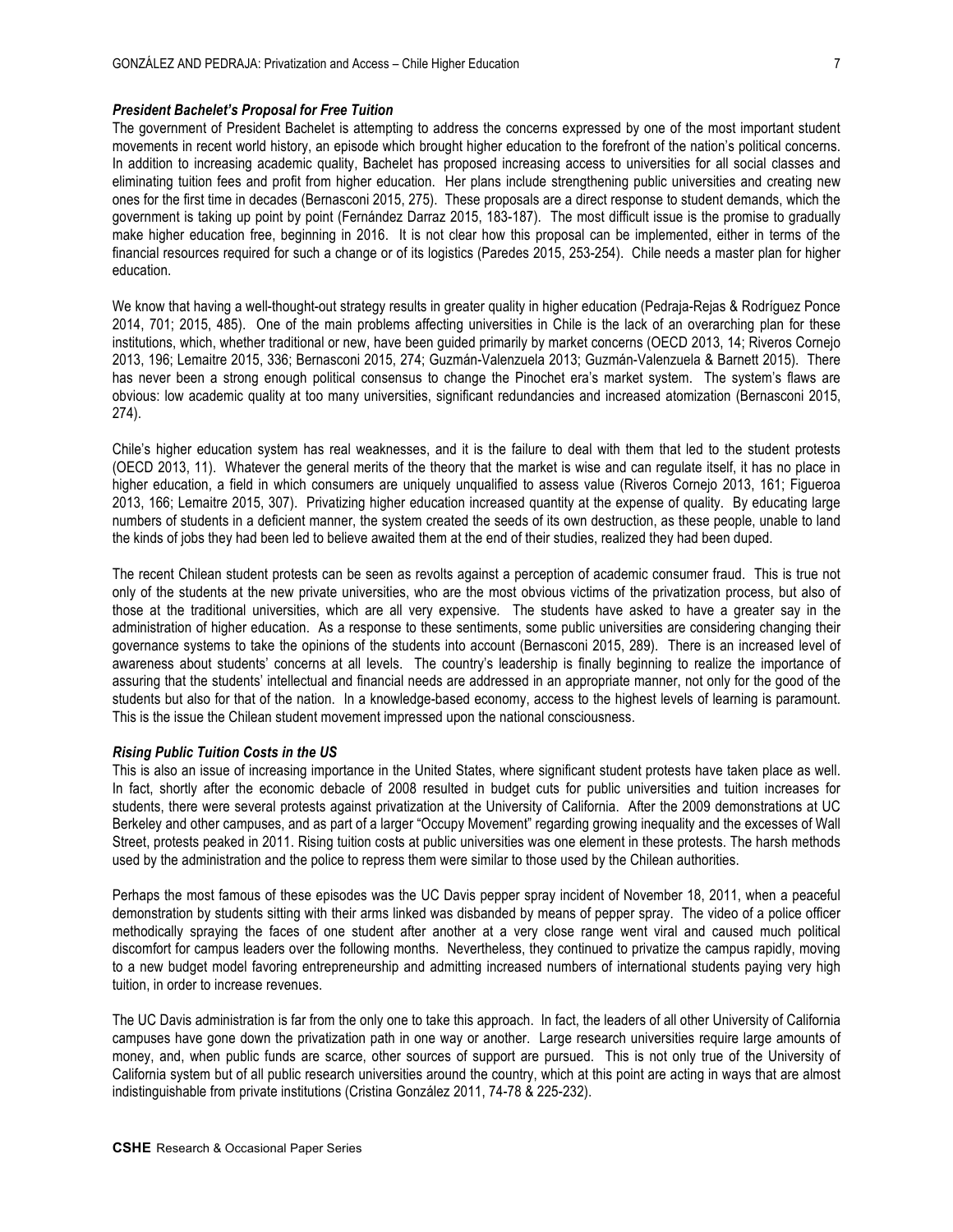### *President Bachelet's Proposal for Free Tuition*

The government of President Bachelet is attempting to address the concerns expressed by one of the most important student movements in recent world history, an episode which brought higher education to the forefront of the nation's political concerns. In addition to increasing academic quality, Bachelet has proposed increasing access to universities for all social classes and eliminating tuition fees and profit from higher education. Her plans include strengthening public universities and creating new ones for the first time in decades (Bernasconi 2015, 275). These proposals are a direct response to student demands, which the government is taking up point by point (Fernández Darraz 2015, 183-187). The most difficult issue is the promise to gradually make higher education free, beginning in 2016. It is not clear how this proposal can be implemented, either in terms of the financial resources required for such a change or of its logistics (Paredes 2015, 253-254). Chile needs a master plan for higher education.

We know that having a well-thought-out strategy results in greater quality in higher education (Pedraja-Rejas & Rodríguez Ponce 2014, 701; 2015, 485). One of the main problems affecting universities in Chile is the lack of an overarching plan for these institutions, which, whether traditional or new, have been guided primarily by market concerns (OECD 2013, 14; Riveros Cornejo 2013, 196; Lemaitre 2015, 336; Bernasconi 2015, 274; Guzmán-Valenzuela 2013; Guzmán-Valenzuela & Barnett 2015). There has never been a strong enough political consensus to change the Pinochet era's market system. The system's flaws are obvious: low academic quality at too many universities, significant redundancies and increased atomization (Bernasconi 2015, 274).

Chile's higher education system has real weaknesses, and it is the failure to deal with them that led to the student protests (OECD 2013, 11). Whatever the general merits of the theory that the market is wise and can regulate itself, it has no place in higher education, a field in which consumers are uniquely unqualified to assess value (Riveros Cornejo 2013, 161; Figueroa 2013, 166; Lemaitre 2015, 307). Privatizing higher education increased quantity at the expense of quality. By educating large numbers of students in a deficient manner, the system created the seeds of its own destruction, as these people, unable to land the kinds of jobs they had been led to believe awaited them at the end of their studies, realized they had been duped.

The recent Chilean student protests can be seen as revolts against a perception of academic consumer fraud. This is true not only of the students at the new private universities, who are the most obvious victims of the privatization process, but also of those at the traditional universities, which are all very expensive. The students have asked to have a greater say in the administration of higher education. As a response to these sentiments, some public universities are considering changing their governance systems to take the opinions of the students into account (Bernasconi 2015, 289). There is an increased level of awareness about students' concerns at all levels. The country's leadership is finally beginning to realize the importance of assuring that the students' intellectual and financial needs are addressed in an appropriate manner, not only for the good of the students but also for that of the nation. In a knowledge-based economy, access to the highest levels of learning is paramount. This is the issue the Chilean student movement impressed upon the national consciousness.

### *Rising Public Tuition Costs in the US*

This is also an issue of increasing importance in the United States, where significant student protests have taken place as well. In fact, shortly after the economic debacle of 2008 resulted in budget cuts for public universities and tuition increases for students, there were several protests against privatization at the University of California. After the 2009 demonstrations at UC Berkeley and other campuses, and as part of a larger "Occupy Movement" regarding growing inequality and the excesses of Wall Street, protests peaked in 2011. Rising tuition costs at public universities was one element in these protests. The harsh methods used by the administration and the police to repress them were similar to those used by the Chilean authorities.

Perhaps the most famous of these episodes was the UC Davis pepper spray incident of November 18, 2011, when a peaceful demonstration by students sitting with their arms linked was disbanded by means of pepper spray. The video of a police officer methodically spraying the faces of one student after another at a very close range went viral and caused much political discomfort for campus leaders over the following months. Nevertheless, they continued to privatize the campus rapidly, moving to a new budget model favoring entrepreneurship and admitting increased numbers of international students paying very high tuition, in order to increase revenues.

The UC Davis administration is far from the only one to take this approach. In fact, the leaders of all other University of California campuses have gone down the privatization path in one way or another. Large research universities require large amounts of money, and, when public funds are scarce, other sources of support are pursued. This is not only true of the University of California system but of all public research universities around the country, which at this point are acting in ways that are almost indistinguishable from private institutions (Cristina González 2011, 74-78 & 225-232).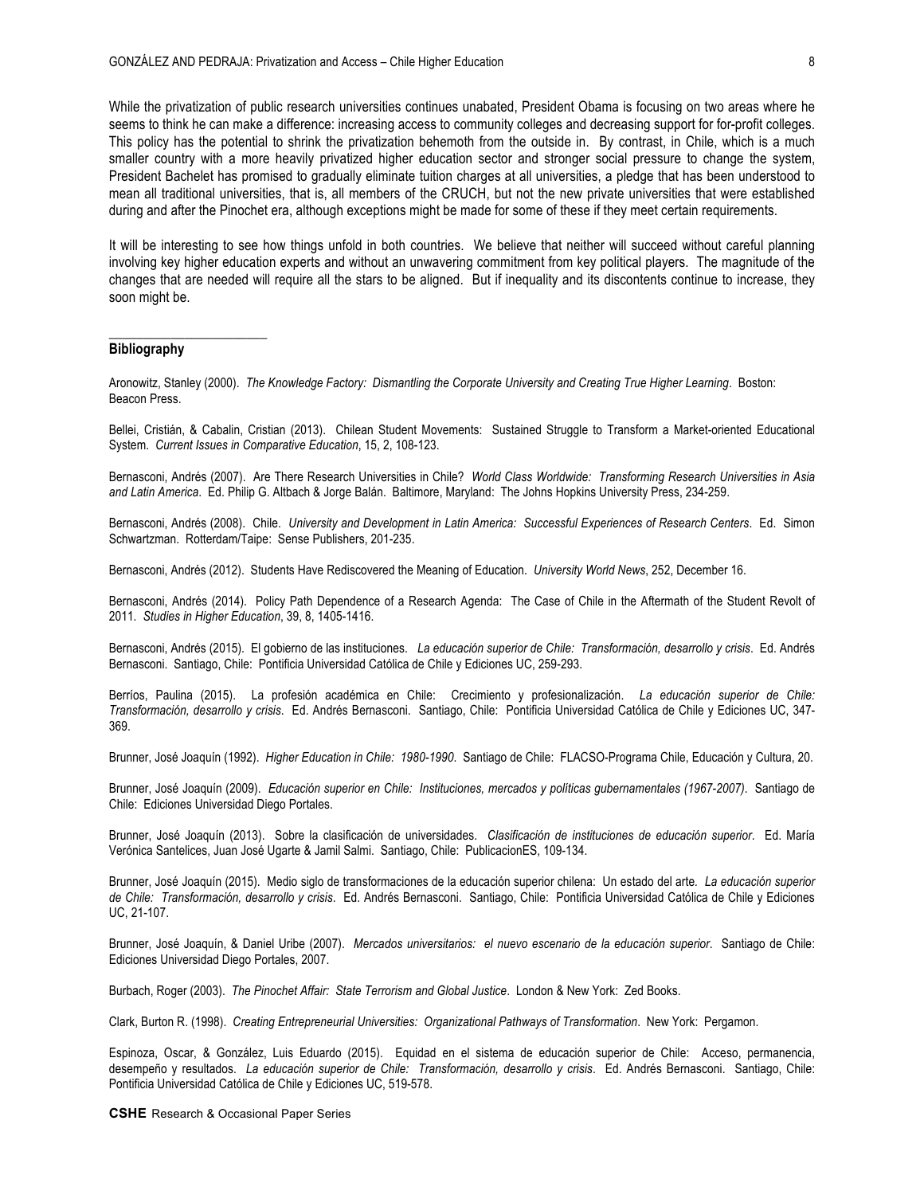While the privatization of public research universities continues unabated, President Obama is focusing on two areas where he seems to think he can make a difference: increasing access to community colleges and decreasing support for for-profit colleges. This policy has the potential to shrink the privatization behemoth from the outside in. By contrast, in Chile, which is a much smaller country with a more heavily privatized higher education sector and stronger social pressure to change the system, President Bachelet has promised to gradually eliminate tuition charges at all universities, a pledge that has been understood to mean all traditional universities, that is, all members of the CRUCH, but not the new private universities that were established during and after the Pinochet era, although exceptions might be made for some of these if they meet certain requirements.

It will be interesting to see how things unfold in both countries. We believe that neither will succeed without careful planning involving key higher education experts and without an unwavering commitment from key political players. The magnitude of the changes that are needed will require all the stars to be aligned. But if inequality and its discontents continue to increase, they soon might be.

## Bibliography

Aronowitz, Stanley (2000). *The Knowledge Factory: Dismantling the Corporate University and Creating True Higher Learning*. Boston: Beacon Press.

Bellei, Cristián, & Cabalin, Cristian (2013). Chilean Student Movements: Sustained Struggle to Transform a Market-oriented Educational System. *Current Issues in Comparative Education*, 15, 2, 108-123.

Bernasconi, Andrés (2007). Are There Research Universities in Chile? *World Class Worldwide: Transforming Research Universities in Asia and Latin America*. Ed. Philip G. Altbach & Jorge Balán. Baltimore, Maryland: The Johns Hopkins University Press, 234-259.

Bernasconi, Andrés (2008). Chile. *University and Development in Latin America: Successful Experiences of Research Centers*. Ed. Simon Schwartzman. Rotterdam/Taipe: Sense Publishers, 201-235.

Bernasconi, Andrés (2012). Students Have Rediscovered the Meaning of Education. *University World News*, 252, December 16.

Bernasconi, Andrés (2014). Policy Path Dependence of a Research Agenda: The Case of Chile in the Aftermath of the Student Revolt of 2011. *Studies in Higher Education*, 39, 8, 1405-1416.

Bernasconi, Andrés (2015). El gobierno de las instituciones. *La educación superior de Chile: Transformación, desarrollo y crisis*. Ed. Andrés Bernasconi. Santiago, Chile: Pontificia Universidad Católica de Chile y Ediciones UC, 259-293.

Berríos, Paulina (2015). La profesión académica en Chile: Crecimiento y profesionalización. *La educación superior de Chile: Transformación, desarrollo y crisis*. Ed. Andrés Bernasconi. Santiago, Chile: Pontificia Universidad Católica de Chile y Ediciones UC, 347-369.

Brunner, José Joaquín (1992). *Higher Education in Chile: 1980-1990*. Santiago de Chile: FLACSO-Programa Chile, Educación y Cultura, 20.

Brunner, José Joaquín (2009). *Educación superior en Chile: Instituciones, mercados y políticas gubernamentales (1967-2007)*. Santiago de Chile: Ediciones Universidad Diego Portales.

Brunner, José Joaquín (2013). Sobre la clasificación de universidades. *Clasificación de instituciones de educación superior*. Ed. María Verónica Santelices, Juan José Ugarte & Jamil Salmi. Santiago, Chile: PublicacionES, 109-134.

Brunner, José Joaquín (2015). Medio siglo de transformaciones de la educación superior chilena: Un estado del arte. *La educación superior de Chile: Transformación, desarrollo y crisis*. Ed. Andrés Bernasconi. Santiago, Chile: Pontificia Universidad Católica de Chile y Ediciones UC, 21-107.

Brunner, José Joaquín, & Daniel Uribe (2007). *Mercados universitarios: el nuevo escenario de la educación superior*. Santiago de Chile: Ediciones Universidad Diego Portales, 2007.

Burbach, Roger (2003). *The Pinochet Affair: State Terrorism and Global Justice*. London & New York: Zed Books.

Clark, Burton R. (1998). *Creating Entrepreneurial Universities: Organizational Pathways of Transformation*. New York: Pergamon.

Espinoza, Oscar, & González, Luis Eduardo (2015). Equidad en el sistema de educación superior de Chile: Acceso, permanencia, desempeño y resultados. *La educación superior de Chile: Transformación, desarrollo y crisis*. Ed. Andrés Bernasconi. Santiago, Chile: Pontificia Universidad Católica de Chile y Ediciones UC, 519-578.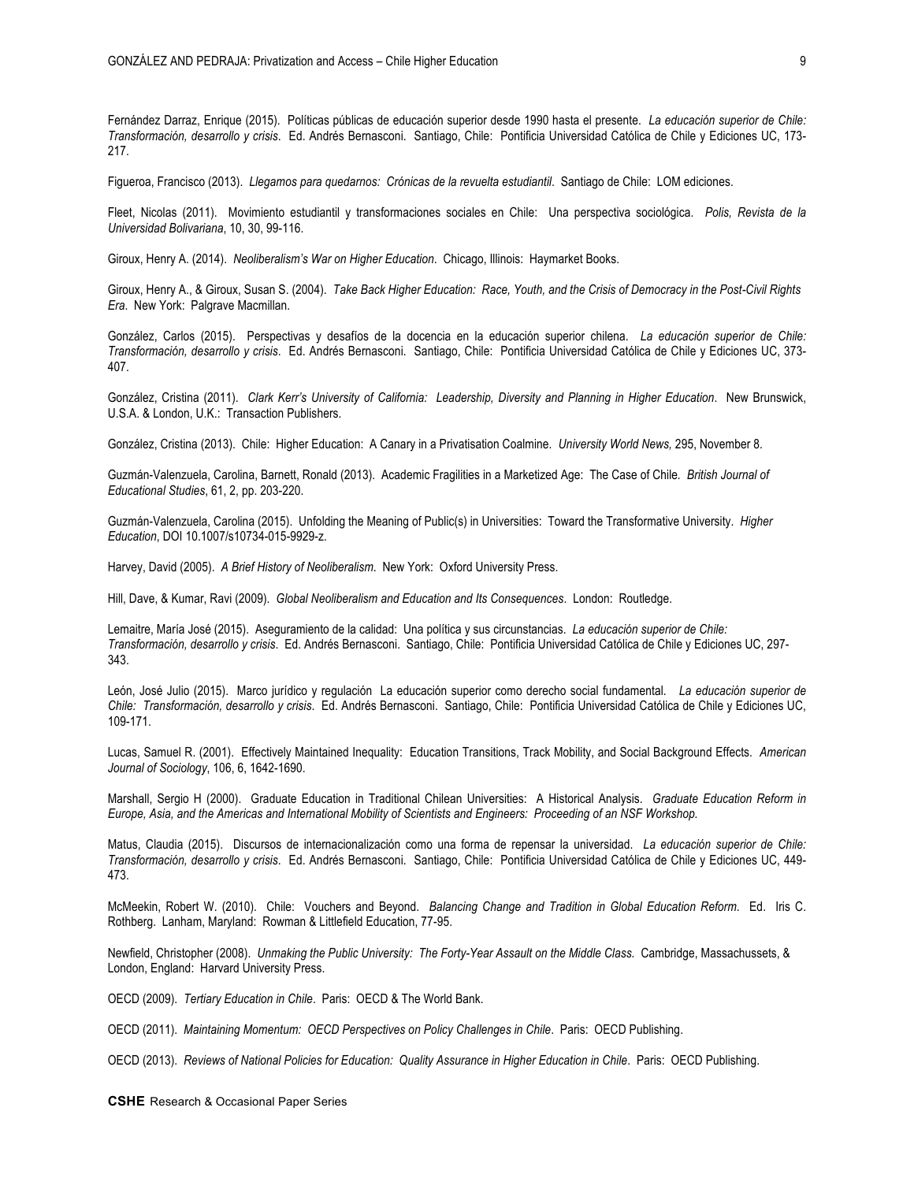Fernández Darraz, Enrique (2015). Políticas públicas de educación superior desde 1990 hasta el presente. *La educación superior de Chile: Transformación, desarrollo y crisis*. Ed. Andrés Bernasconi. Santiago, Chile: Pontificia Universidad Católica de Chile y Ediciones UC, 173-217.

Figueroa, Francisco (2013). *Llegamos para quedarnos: Crónicas de la revuelta estudiantil*. Santiago de Chile: LOM ediciones.

Fleet, Nicolas (2011). Movimiento estudiantil y transformaciones sociales en Chile: Una perspectiva sociológica. *Polis, Revista de la Universidad Bolivariana*, 10, 30, 99-116.

Giroux, Henry A. (2014). *Neoliberalism's War on Higher Education*. Chicago, Illinois: Haymarket Books.

Giroux, Henry A., & Giroux, Susan S. (2004). *Take Back Higher Education: Race, Youth, and the Crisis of Democracy in the Post-Civil Rights Era*. New York: Palgrave Macmillan.

González, Carlos (2015). Perspectivas y desafíos de la docencia en la educación superior chilena. *La educación superior de Chile: Transformación, desarrollo y crisis*. Ed. Andrés Bernasconi. Santiago, Chile: Pontificia Universidad Católica de Chile y Ediciones UC, 373-407.

González, Cristina (2011). *Clark Kerr's University of California: Leadership, Diversity and Planning in Higher Education*. New Brunswick, U.S.A. & London, U.K.: Transaction Publishers.

González, Cristina (2013). Chile: Higher Education: A Canary in a Privatisation Coalmine. *University World News,* 295, November 8.

Guzmán-Valenzuela, Carolina, Barnett, Ronald (2013). Academic Fragilities in a Marketized Age: The Case of Chile. *British Journal of Educational Studies*, 61, 2, pp. 203-220.

Guzmán-Valenzuela, Carolina (2015). Unfolding the Meaning of Public(s) in Universities: Toward the Transformative University. *Higher Education*, DOI 10.1007/s10734-015-9929-z.

Harvey, David (2005). *A Brief History of Neoliberalism*. New York: Oxford University Press.

Hill, Dave, & Kumar, Ravi (2009). *Global Neoliberalism and Education and Its Consequences*. London: Routledge.

Lemaitre, María José (2015). Aseguramiento de la calidad: Una política y sus circunstancias. *La educación superior de Chile: Transformación, desarrollo y crisis*. Ed. Andrés Bernasconi. Santiago, Chile: Pontificia Universidad Católica de Chile y Ediciones UC, 297-343.

León, José Julio (2015). Marco jurídico y regulación La educación superior como derecho social fundamental. *La educación superior de Chile: Transformación, desarrollo y crisis*. Ed. Andrés Bernasconi. Santiago, Chile: Pontificia Universidad Católica de Chile y Ediciones UC, 109-171.

Lucas, Samuel R. (2001). Effectively Maintained Inequality: Education Transitions, Track Mobility, and Social Background Effects. *American Journal of Sociology*, 106, 6, 1642-1690.

Marshall, Sergio H (2000). Graduate Education in Traditional Chilean Universities: A Historical Analysis. *Graduate Education Reform in Europe, Asia, and the Americas and International Mobility of Scientists and Engineers: Proceeding of an NSF Workshop.*

Matus, Claudia (2015). Discursos de internacionalización como una forma de repensar la universidad. *La educación superior de Chile: Transformación, desarrollo y crisis*. Ed. Andrés Bernasconi. Santiago, Chile: Pontificia Universidad Católica de Chile y Ediciones UC, 449-473.

McMeekin, Robert W. (2010). Chile: Vouchers and Beyond. *Balancing Change and Tradition in Global Education Reform*. Ed. Iris C. Rothberg. Lanham, Maryland: Rowman & Littlefield Education, 77-95.

Newfield, Christopher (2008). *Unmaking the Public University: The Forty-Year Assault on the Middle Class.* Cambridge, Massachussets, & London, England: Harvard University Press.

OECD (2009). *Tertiary Education in Chile*. Paris: OECD & The World Bank.

OECD (2011). *Maintaining Momentum: OECD Perspectives on Policy Challenges in Chile*. Paris: OECD Publishing.

OECD (2013). *Reviews of National Policies for Education: Quality Assurance in Higher Education in Chile*. Paris: OECD Publishing.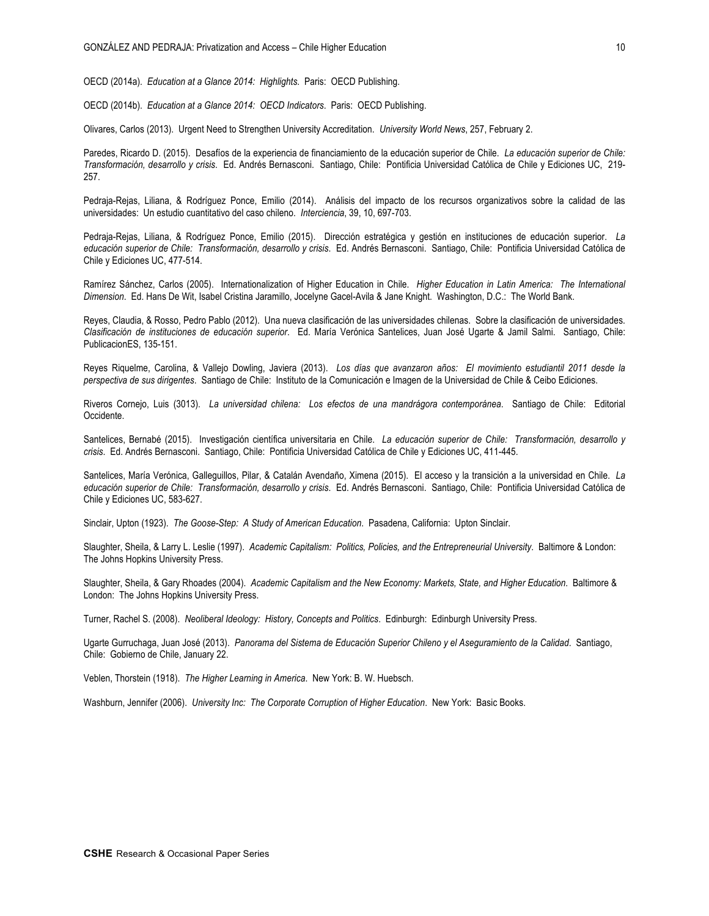OECD (2014a). *Education at a Glance 2014: Highlights*. Paris: OECD Publishing.

OECD (2014b). *Education at a Glance 2014: OECD Indicators*. Paris: OECD Publishing.

Olivares, Carlos (2013). Urgent Need to Strengthen University Accreditation. *University World News*, 257, February 2.

Paredes, Ricardo D. (2015). Desafíos de la experiencia de financiamiento de la educación superior de Chile. *La educación superior de Chile: Transformación, desarrollo y crisis*. Ed. Andrés Bernasconi. Santiago, Chile: Pontificia Universidad Católica de Chile y Ediciones UC, 219-257.

Pedraja-Rejas, Liliana, & Rodríguez Ponce, Emilio (2014). Análisis del impacto de los recursos organizativos sobre la calidad de las universidades: Un estudio cuantitativo del caso chileno. *Interciencia*, 39, 10, 697-703.

Pedraja-Rejas, Liliana, & Rodríguez Ponce, Emilio (2015). Dirección estratégica y gestión en instituciones de educación superior. *La educación superior de Chile: Transformación, desarrollo y crisis*. Ed. Andrés Bernasconi. Santiago, Chile: Pontificia Universidad Católica de Chile y Ediciones UC, 477-514.

Ramírez Sánchez, Carlos (2005). Internationalization of Higher Education in Chile. *Higher Education in Latin America: The International Dimension*. Ed. Hans De Wit, Isabel Cristina Jaramillo, Jocelyne Gacel-Avila & Jane Knight. Washington, D.C.: The World Bank.

Reyes, Claudia, & Rosso, Pedro Pablo (2012). Una nueva clasificación de las universidades chilenas. Sobre la clasificación de universidades. *Clasificación de instituciones de educación superior*. Ed. María Verónica Santelices, Juan José Ugarte & Jamil Salmi. Santiago, Chile: PublicacionES, 135-151.

Reyes Riquelme, Carolina, & Vallejo Dowling, Javiera (2013). *Los días que avanzaron años: El movimiento estudiantil 2011 desde la perspectiva de sus dirigentes*. Santiago de Chile: Instituto de la Comunicación e Imagen de la Universidad de Chile & Ceibo Ediciones.

Riveros Cornejo, Luis (3013). *La universidad chilena: Los efectos de una mandrágora contemporánea*. Santiago de Chile: Editorial Occidente.

Santelices, Bernabé (2015). Investigación científica universitaria en Chile. *La educación superior de Chile: Transformación, desarrollo y crisis*. Ed. Andrés Bernasconi. Santiago, Chile: Pontificia Universidad Católica de Chile y Ediciones UC, 411-445.

Santelices, María Verónica, Galleguillos, Pilar, & Catalán Avendaño, Ximena (2015). El acceso y la transición a la universidad en Chile. *La educación superior de Chile: Transformación, desarrollo y crisis*. Ed. Andrés Bernasconi. Santiago, Chile: Pontificia Universidad Católica de Chile y Ediciones UC, 583-627.

Sinclair, Upton (1923). *The Goose-Step: A Study of American Education*. Pasadena, California: Upton Sinclair.

Slaughter, Sheila, & Larry L. Leslie (1997). *Academic Capitalism: Politics, Policies, and the Entrepreneurial University*. Baltimore & London: The Johns Hopkins University Press.

Slaughter, Sheila, & Gary Rhoades (2004). *Academic Capitalism and the New Economy: Markets, State, and Higher Education*. Baltimore & London: The Johns Hopkins University Press.

Turner, Rachel S. (2008). *Neoliberal Ideology: History, Concepts and Politics*. Edinburgh: Edinburgh University Press.

Ugarte Gurruchaga, Juan José (2013). *Panorama del Sistema de Educación Superior Chileno y el Aseguramiento de la Calidad*. Santiago, Chile: Gobierno de Chile, January 22.

Veblen, Thorstein (1918). *The Higher Learning in America*. New York: B. W. Huebsch.

Washburn, Jennifer (2006). *University Inc: The Corporate Corruption of Higher Education*. New York: Basic Books.